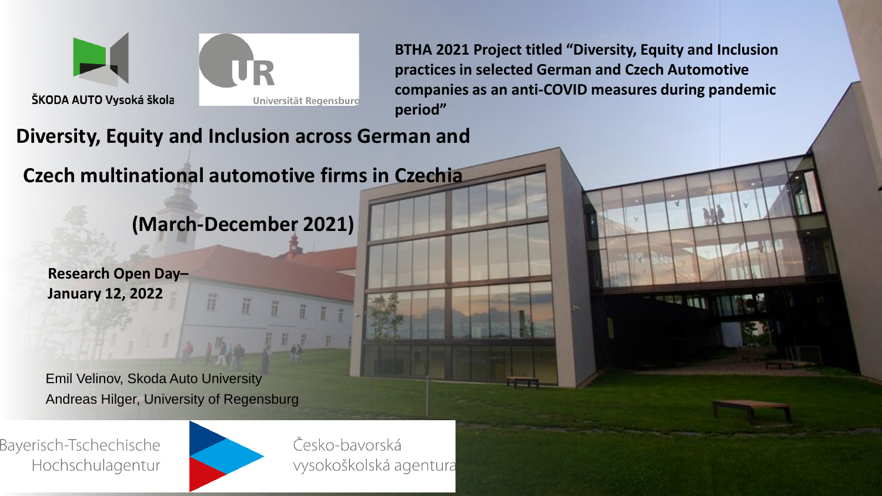ŠKODA AUTO Vysoká škola

Universität Regensburg

**BTHA 2021 Project titled "Diversity, Equity and Inclusion practices in selected German and Czech Automotive companies as an anti-COVID measures during pandemic period"**

# Diversity, Equity and Inclusion across German and Czech multinational automotive firms in Czechia

## (March-December 2021)

**Research Open Day– January 12, 2022**

Emil Velinov, Skoda Auto University
Andreas Hilger, University of Regensburg

Bayerisch-Tschechische Hochschulagentur

Česko-bavorská vysokoškolská agentura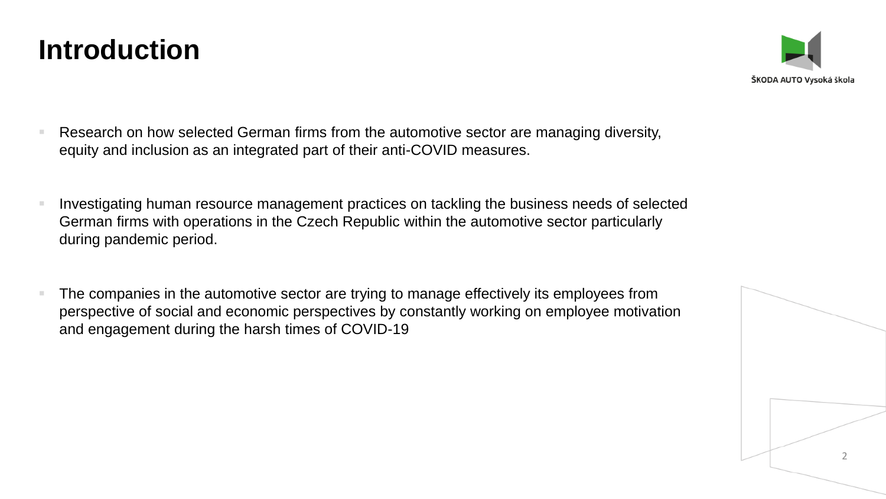# Introduction

- Research on how selected German firms from the automotive sector are managing diversity, equity and inclusion as an integrated part of their anti-COVID measures.

- Investigating human resource management practices on tackling the business needs of selected German firms with operations in the Czech Republic within the automotive sector particularly during pandemic period.

- The companies in the automotive sector are trying to manage effectively its employees from perspective of social and economic perspectives by constantly working on employee motivation and engagement during the harsh times of COVID-19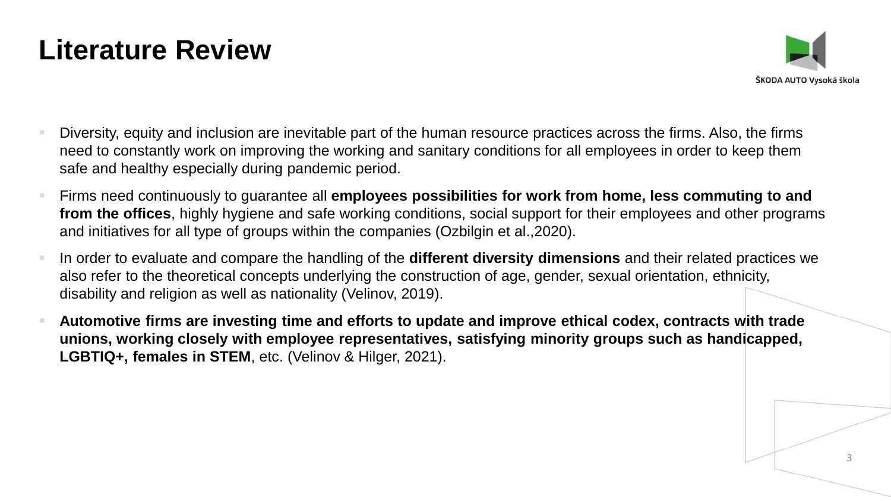# Literature Review

- Diversity, equity and inclusion are inevitable part of the human resource practices across the firms. Also, the firms need to constantly work on improving the working and sanitary conditions for all employees in order to keep them safe and healthy especially during pandemic period.
- Firms need continuously to guarantee all **employees possibilities for work from home, less commuting to and from the offices**, highly hygiene and safe working conditions, social support for their employees and other programs and initiatives for all type of groups within the companies (Ozbilgin et al.,2020).
- In order to evaluate and compare the handling of the **different diversity dimensions** and their related practices we also refer to the theoretical concepts underlying the construction of age, gender, sexual orientation, ethnicity, disability and religion as well as nationality (Velinov, 2019).
- **Automotive firms are investing time and efforts to update and improve ethical codex, contracts with trade unions, working closely with employee representatives, satisfying minority groups such as handicapped, LGBTIQ+, females in STEM**, etc. (Velinov & Hilger, 2021).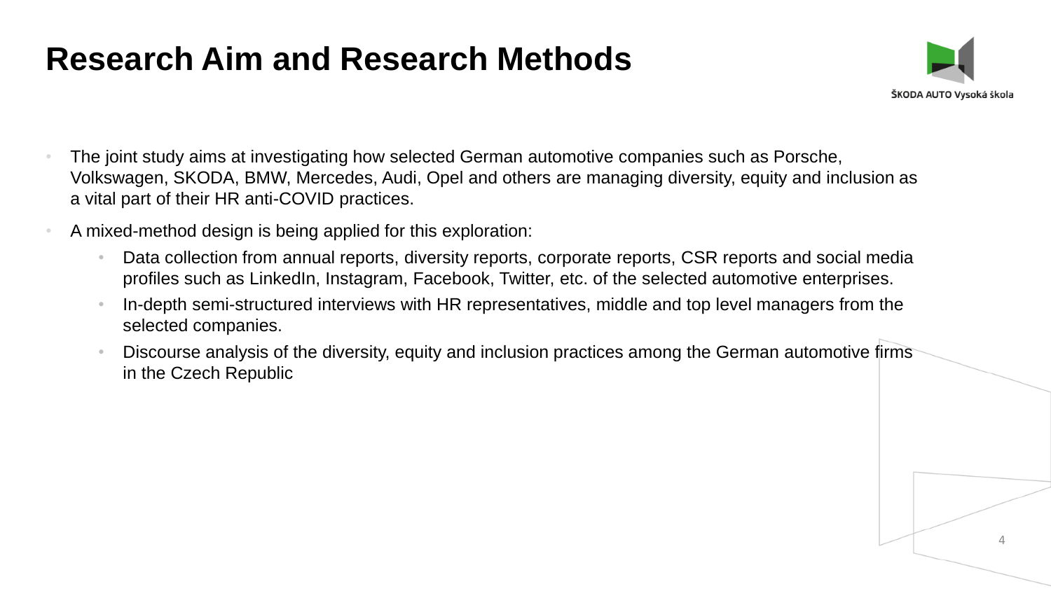# Research Aim and Research Methods

- The joint study aims at investigating how selected German automotive companies such as Porsche, Volkswagen, SKODA, BMW, Mercedes, Audi, Opel and others are managing diversity, equity and inclusion as a vital part of their HR anti-COVID practices.
- A mixed-method design is being applied for this exploration:
  - Data collection from annual reports, diversity reports, corporate reports, CSR reports and social media profiles such as LinkedIn, Instagram, Facebook, Twitter, etc. of the selected automotive enterprises.
  - In-depth semi-structured interviews with HR representatives, middle and top level managers from the selected companies.
  - Discourse analysis of the diversity, equity and inclusion practices among the German automotive firms in the Czech Republic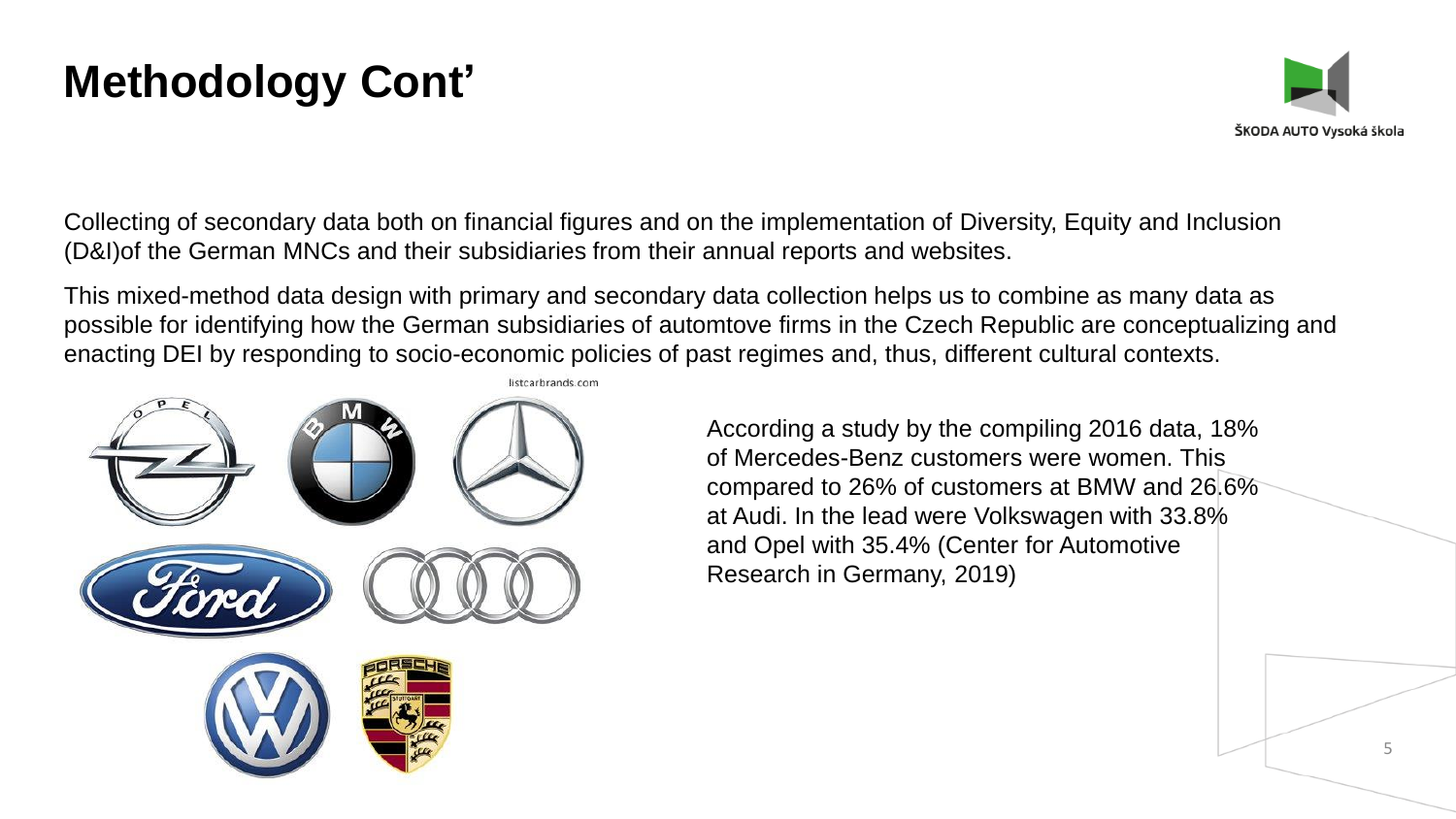# Methodology Cont’

Collecting of secondary data both on financial figures and on the implementation of Diversity, Equity and Inclusion (D&I)of the German MNCs and their subsidiaries from their annual reports and websites.

This mixed-method data design with primary and secondary data collection helps us to combine as many data as possible for identifying how the German subsidiaries of automtove firms in the Czech Republic are conceptualizing and enacting DEI by responding to socio-economic policies of past regimes and, thus, different cultural contexts.

According a study by the compiling 2016 data, 18% of Mercedes-Benz customers were women. This compared to 26% of customers at BMW and 26.6% at Audi. In the lead were Volkswagen with 33.8% and Opel with 35.4% (Center for Automotive Research in Germany, 2019)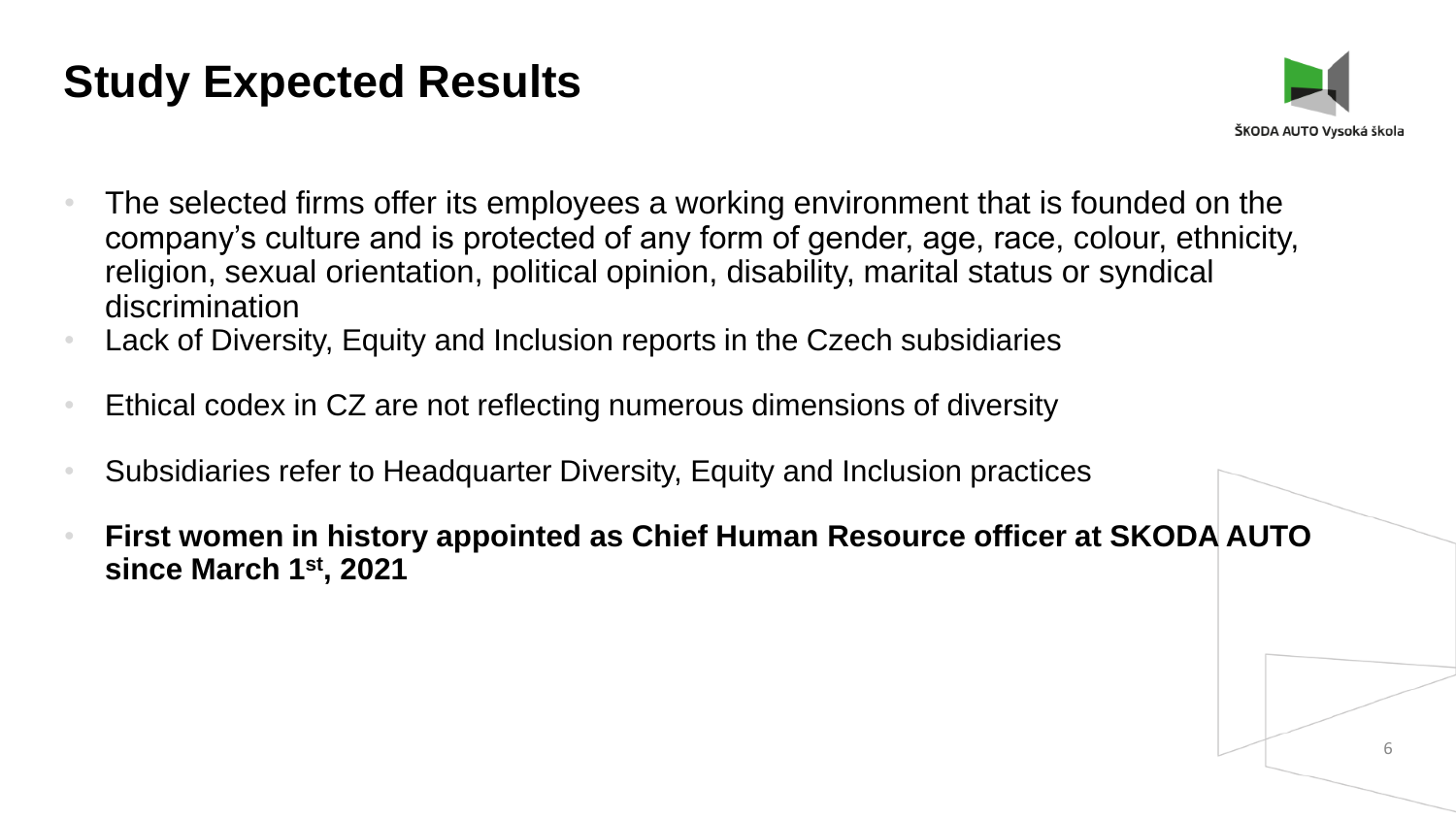# Study Expected Results

- The selected firms offer its employees a working environment that is founded on the company's culture and is protected of any form of gender, age, race, colour, ethnicity, religion, sexual orientation, political opinion, disability, marital status or syndical discrimination
- Lack of Diversity, Equity and Inclusion reports in the Czech subsidiaries
- Ethical codex in CZ are not reflecting numerous dimensions of diversity
- Subsidiaries refer to Headquarter Diversity, Equity and Inclusion practices
- **First women in history appointed as Chief Human Resource officer at SKODA AUTO since March 1st, 2021**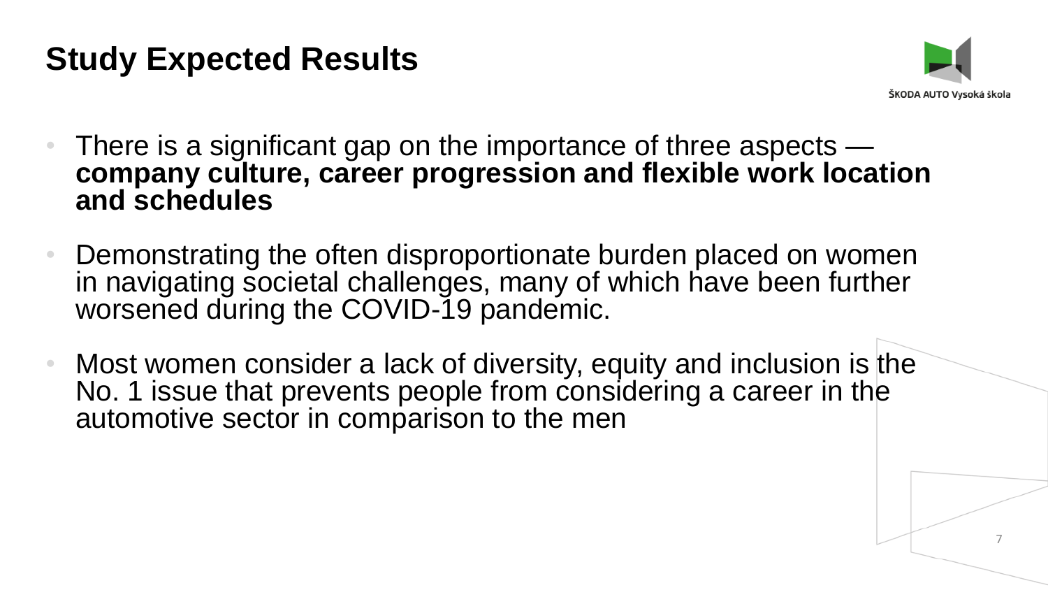# Study Expected Results

- There is a significant gap on the importance of three aspects — **company culture, career progression and flexible work location and schedules**
- Demonstrating the often disproportionate burden placed on women in navigating societal challenges, many of which have been further worsened during the COVID-19 pandemic.
- Most women consider a lack of diversity, equity and inclusion is the No. 1 issue that prevents people from considering a career in the automotive sector in comparison to the men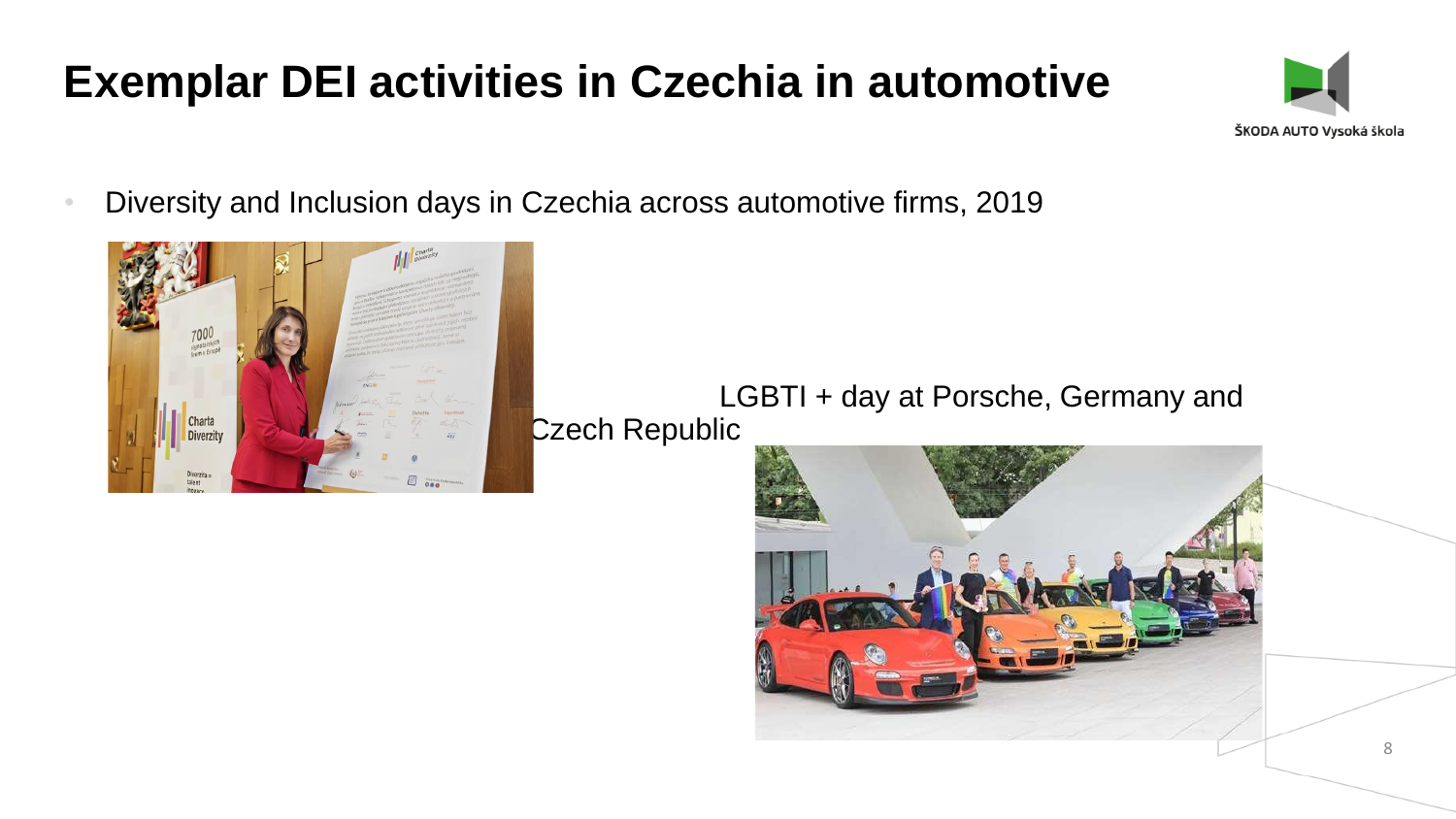# Exemplar DEI activities in Czechia in automotive

- Diversity and Inclusion days in Czechia across automotive firms, 2019

LGBTI + day at Porsche, Germany and Czech Republic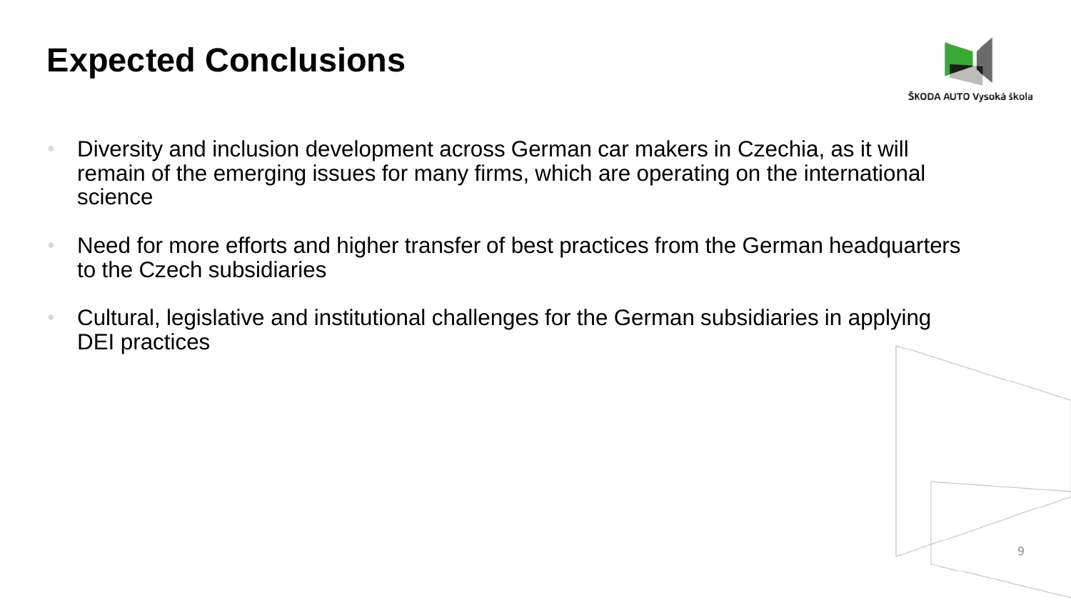# Expected Conclusions

- Diversity and inclusion development across German car makers in Czechia, as it will remain of the emerging issues for many firms, which are operating on the international science
- Need for more efforts and higher transfer of best practices from the German headquarters to the Czech subsidiaries
- Cultural, legislative and institutional challenges for the German subsidiaries in applying DEI practices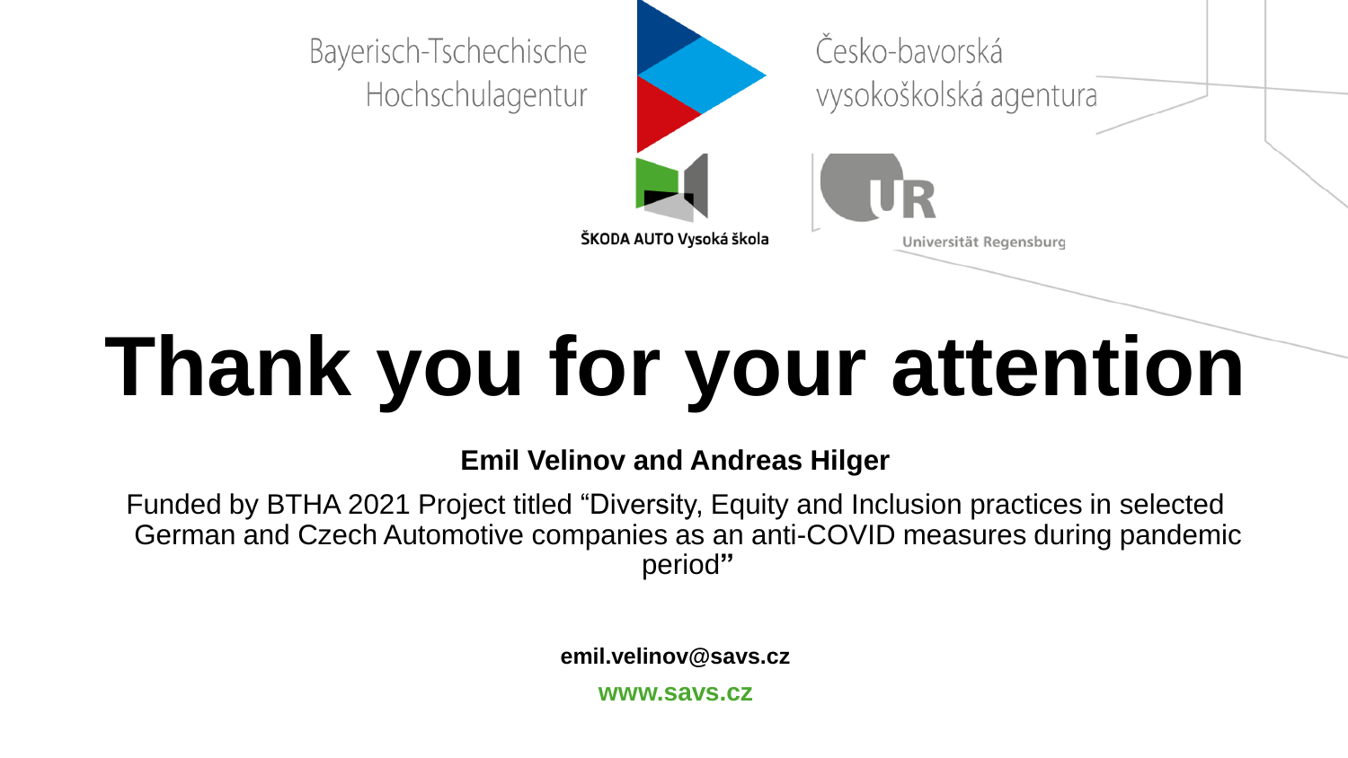Bayerisch-Tschechische Hochschulagentur

Česko-bavorská vysokoškolská agentura

ŠKODA AUTO Vysoká škola

Universität Regensburg

# Thank you for your attention

**Emil Velinov and Andreas Hilger**

Funded by BTHA 2021 Project titled “Diversity, Equity and Inclusion practices in selected German and Czech Automotive companies as an anti-COVID measures during pandemic period”

**emil.velinov@savs.cz**

**www.savs.cz**